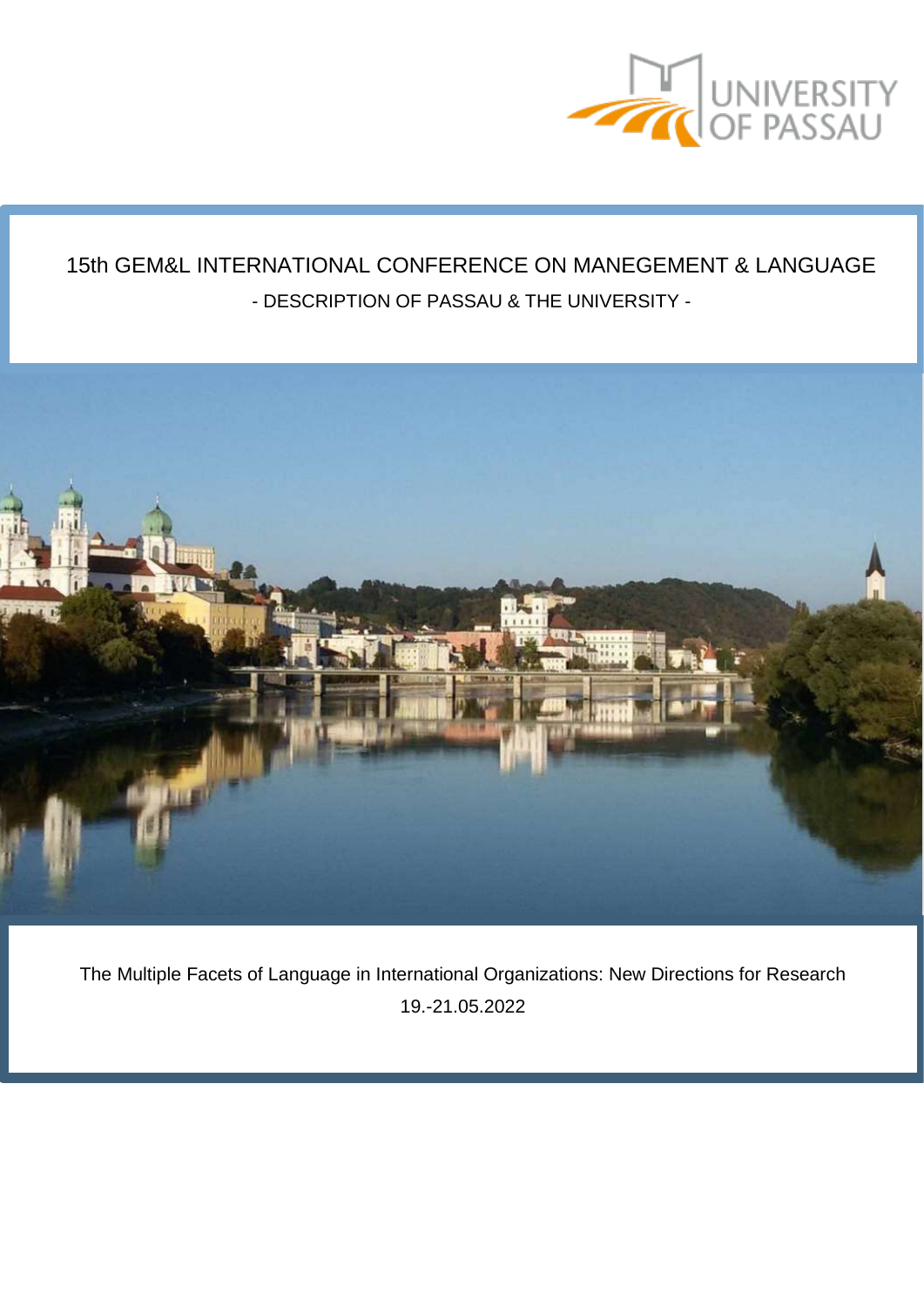UNIVERSITY OF PASSAU

# 15th GEM&L INTERNATIONAL CONFERENCE ON MANEGEMENT & LANGUAGE

## - DESCRIPTION OF PASSAU & THE UNIVERSITY -

The Multiple Facets of Language in International Organizations: New Directions for Research

19.-21.05.2022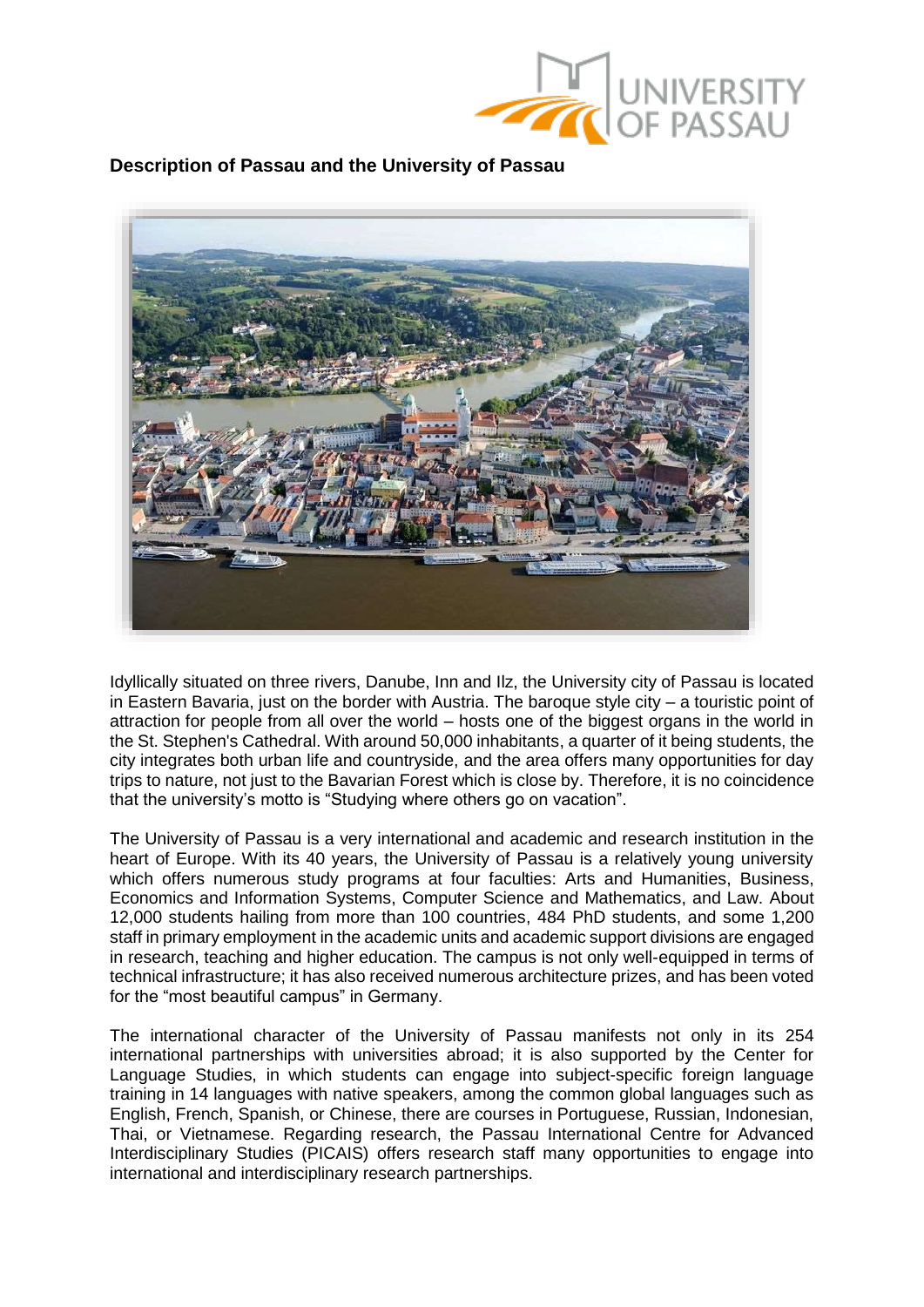**Description of Passau and the University of Passau**

Idyllically situated on three rivers, Danube, Inn and Ilz, the University city of Passau is located in Eastern Bavaria, just on the border with Austria. The baroque style city – a touristic point of attraction for people from all over the world – hosts one of the biggest organs in the world in the St. Stephen's Cathedral. With around 50,000 inhabitants, a quarter of it being students, the city integrates both urban life and countryside, and the area offers many opportunities for day trips to nature, not just to the Bavarian Forest which is close by. Therefore, it is no coincidence that the university's motto is "Studying where others go on vacation".

The University of Passau is a very international and academic and research institution in the heart of Europe. With its 40 years, the University of Passau is a relatively young university which offers numerous study programs at four faculties: Arts and Humanities, Business, Economics and Information Systems, Computer Science and Mathematics, and Law. About 12,000 students hailing from more than 100 countries, 484 PhD students, and some 1,200 staff in primary employment in the academic units and academic support divisions are engaged in research, teaching and higher education. The campus is not only well-equipped in terms of technical infrastructure; it has also received numerous architecture prizes, and has been voted for the "most beautiful campus" in Germany.

The international character of the University of Passau manifests not only in its 254 international partnerships with universities abroad; it is also supported by the Center for Language Studies, in which students can engage into subject-specific foreign language training in 14 languages with native speakers, among the common global languages such as English, French, Spanish, or Chinese, there are courses in Portuguese, Russian, Indonesian, Thai, or Vietnamese. Regarding research, the Passau International Centre for Advanced Interdisciplinary Studies (PICAIS) offers research staff many opportunities to engage into international and interdisciplinary research partnerships.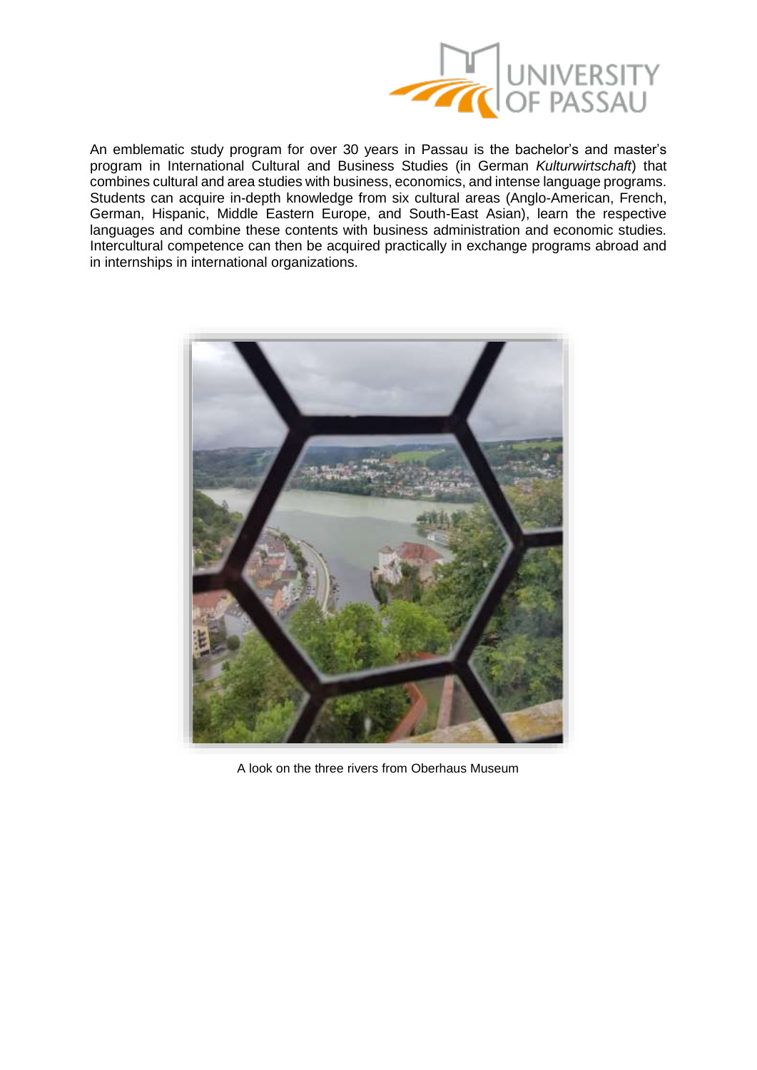An emblematic study program for over 30 years in Passau is the bachelor's and master's program in International Cultural and Business Studies (in German *Kulturwirtschaft*) that combines cultural and area studies with business, economics, and intense language programs. Students can acquire in-depth knowledge from six cultural areas (Anglo-American, French, German, Hispanic, Middle Eastern Europe, and South-East Asian), learn the respective languages and combine these contents with business administration and economic studies. Intercultural competence can then be acquired practically in exchange programs abroad and in internships in international organizations.

A look on the three rivers from Oberhaus Museum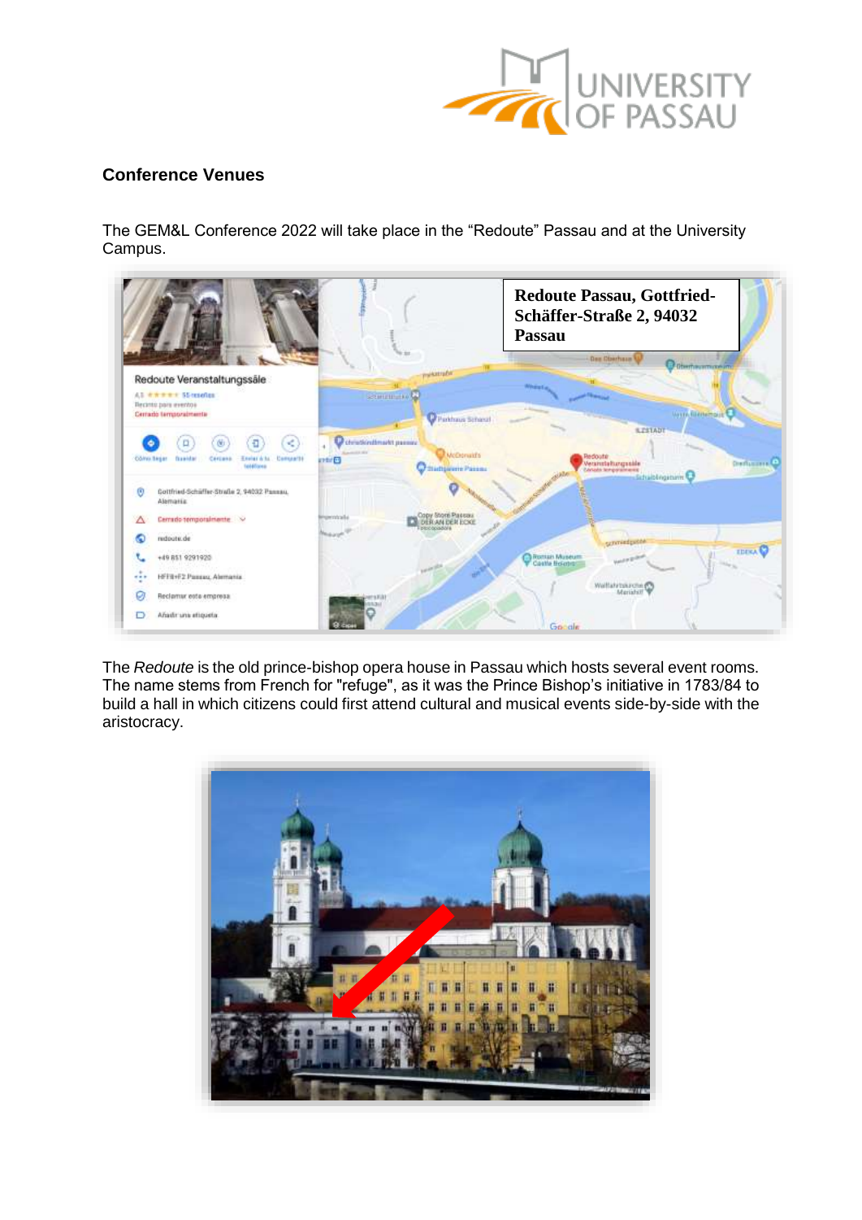## Conference Venues

The GEM&L Conference 2022 will take place in the “Redoute” Passau and at the University Campus.

**Redoute Passau, Gottfried-Schäffer-Straße 2, 94032 Passau**

The *Redoute* is the old prince-bishop opera house in Passau which hosts several event rooms. The name stems from French for "refuge", as it was the Prince Bishop’s initiative in 1783/84 to build a hall in which citizens could first attend cultural and musical events side-by-side with the aristocracy.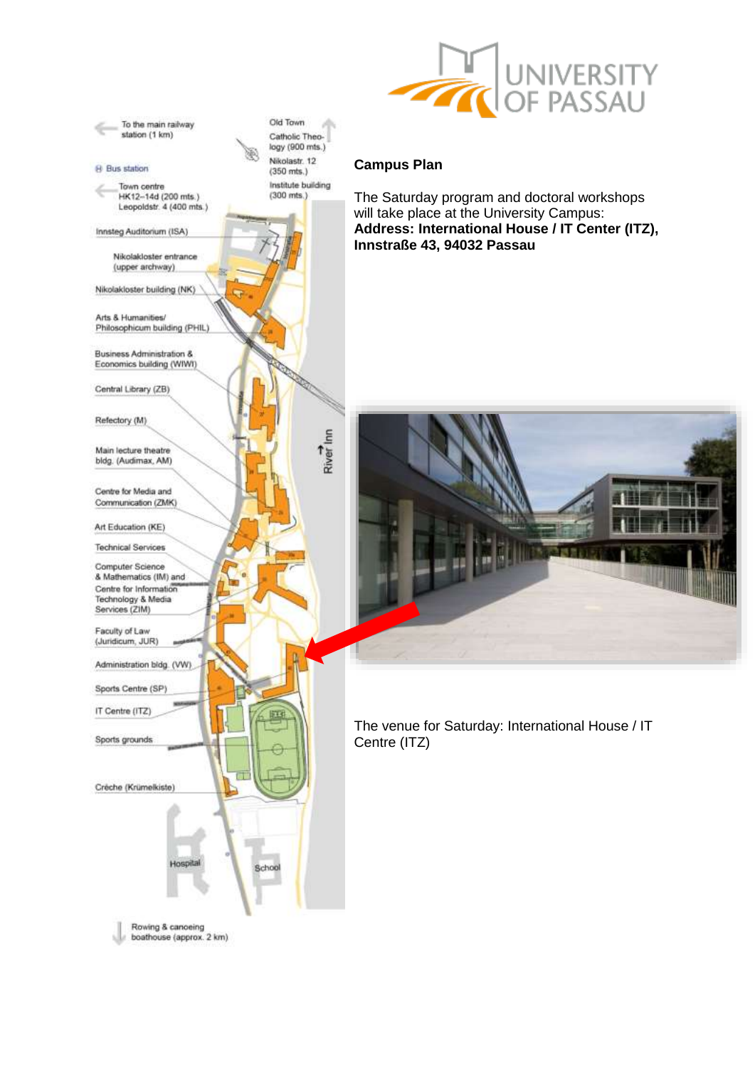## Campus Plan

The Saturday program and doctoral workshops will take place at the University Campus:
**Address: International House / IT Center (ITZ), Innstraße 43, 94032 Passau**

The venue for Saturday: International House / IT Centre (ITZ)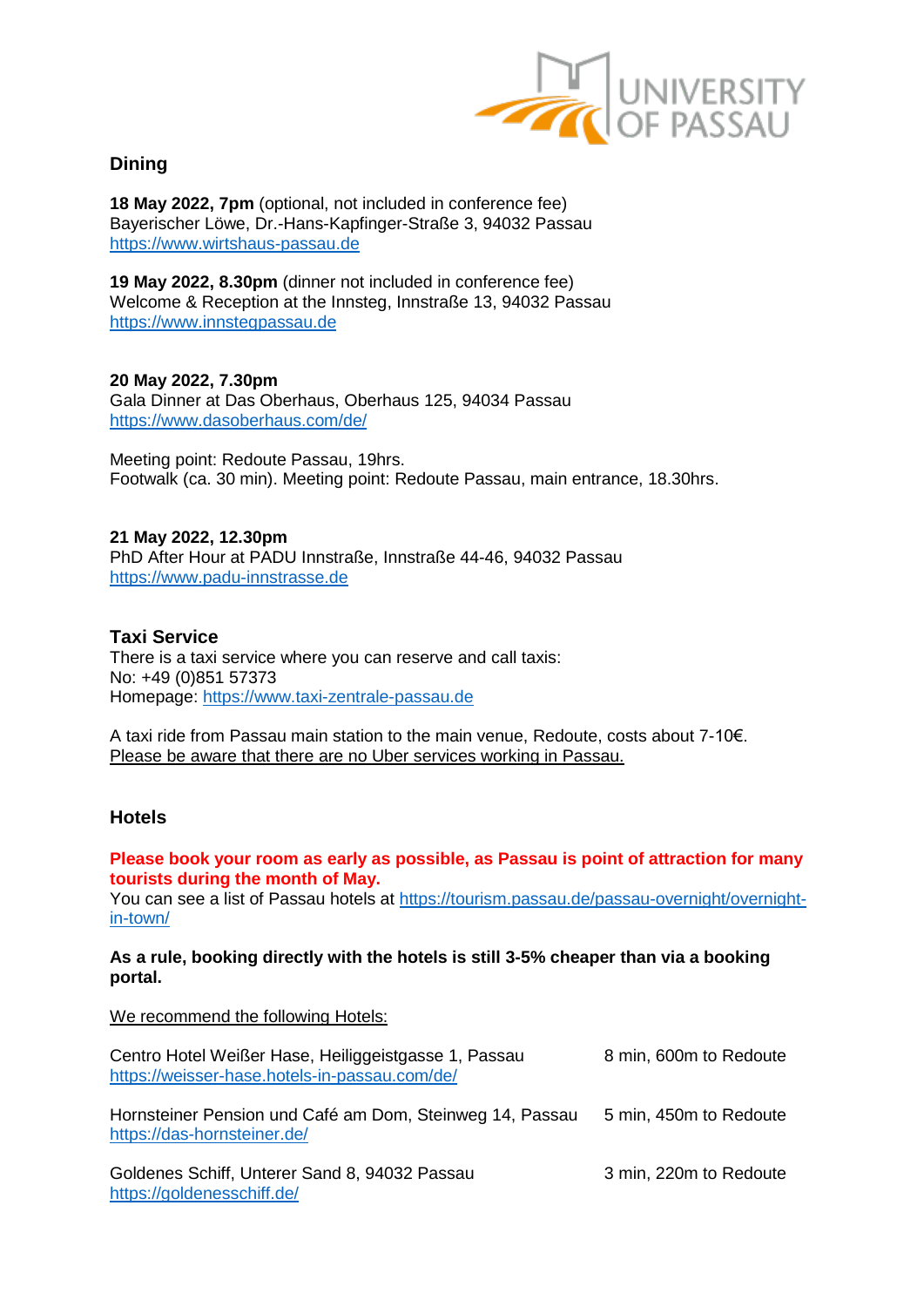## Dining

**18 May 2022, 7pm** (optional, not included in conference fee)
Bayerischer Löwe, Dr.-Hans-Kapfinger-Straße 3, 94032 Passau
https://www.wirtshaus-passau.de

**19 May 2022, 8.30pm** (dinner not included in conference fee)
Welcome & Reception at the Innsteg, Innstraße 13, 94032 Passau
https://www.innstegpassau.de

**20 May 2022, 7.30pm**
Gala Dinner at Das Oberhaus, Oberhaus 125, 94034 Passau
https://www.dasoberhaus.com/de/

Meeting point: Redoute Passau, 19hrs.
Footwalk (ca. 30 min). Meeting point: Redoute Passau, main entrance, 18.30hrs.

**21 May 2022, 12.30pm**
PhD After Hour at PADU Innstraße, Innstraße 44-46, 94032 Passau
https://www.padu-innstrasse.de

## Taxi Service

There is a taxi service where you can reserve and call taxis:
No: +49 (0)851 57373
Homepage: https://www.taxi-zentrale-passau.de

A taxi ride from Passau main station to the main venue, Redoute, costs about 7-10€.
Please be aware that there are no Uber services working in Passau.

## Hotels

**Please book your room as early as possible, as Passau is point of attraction for many tourists during the month of May.**
You can see a list of Passau hotels at https://tourism.passau.de/passau-overnight/overnight-in-town/

**As a rule, booking directly with the hotels is still 3-5% cheaper than via a booking portal.**

We recommend the following Hotels:

| Hotel | Distance |
|---|---|
| Centro Hotel Weißer Hase, Heiliggeistgasse 1, Passau https://weisser-hase.hotels-in-passau.com/de/ | 8 min, 600m to Redoute |
| Hornsteiner Pension und Café am Dom, Steinweg 14, Passau https://das-hornsteiner.de/ | 5 min, 450m to Redoute |
| Goldenes Schiff, Unterer Sand 8, 94032 Passau https://goldenesschiff.de/ | 3 min, 220m to Redoute |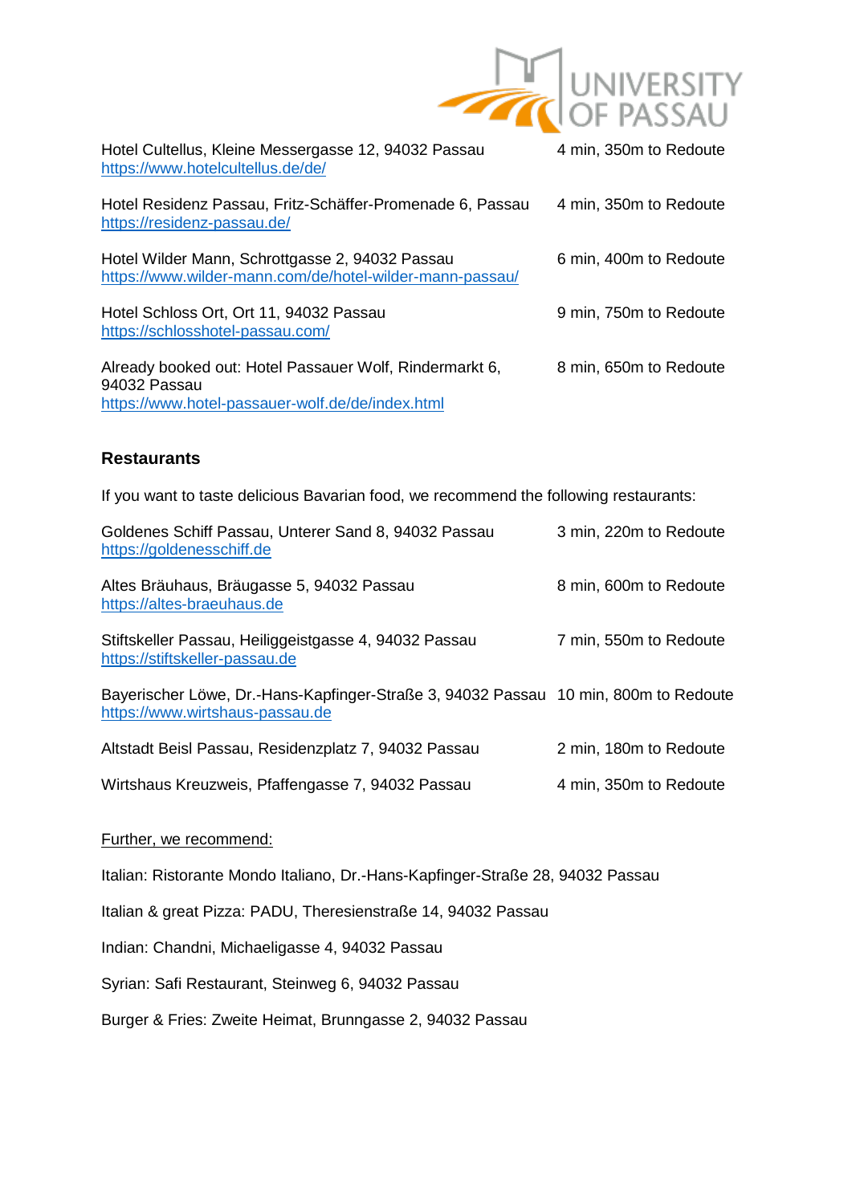Hotel Cultellus, Kleine Messergasse 12, 94032 Passau — 4 min, 350m to Redoute
https://www.hotelcultellus.de/de/

Hotel Residenz Passau, Fritz-Schäffer-Promenade 6, Passau — 4 min, 350m to Redoute
https://residenz-passau.de/

Hotel Wilder Mann, Schrottgasse 2, 94032 Passau — 6 min, 400m to Redoute
https://www.wilder-mann.com/de/hotel-wilder-mann-passau/

Hotel Schloss Ort, Ort 11, 94032 Passau — 9 min, 750m to Redoute
https://schlosshotel-passau.com/

Already booked out: Hotel Passauer Wolf, Rindermarkt 6, 94032 Passau — 8 min, 650m to Redoute
https://www.hotel-passauer-wolf.de/de/index.html

## Restaurants

If you want to taste delicious Bavarian food, we recommend the following restaurants:

Goldenes Schiff Passau, Unterer Sand 8, 94032 Passau — 3 min, 220m to Redoute
https://goldenesschiff.de

Altes Bräuhaus, Bräugasse 5, 94032 Passau — 8 min, 600m to Redoute
https://altes-braeuhaus.de

Stiftskeller Passau, Heiliggeistgasse 4, 94032 Passau — 7 min, 550m to Redoute
https://stiftskeller-passau.de

Bayerischer Löwe, Dr.-Hans-Kapfinger-Straße 3, 94032 Passau — 10 min, 800m to Redoute
https://www.wirtshaus-passau.de

Altstadt Beisl Passau, Residenzplatz 7, 94032 Passau — 2 min, 180m to Redoute

Wirtshaus Kreuzweis, Pfaffengasse 7, 94032 Passau — 4 min, 350m to Redoute

Further, we recommend:

Italian: Ristorante Mondo Italiano, Dr.-Hans-Kapfinger-Straße 28, 94032 Passau

Italian & great Pizza: PADU, Theresienstraße 14, 94032 Passau

Indian: Chandni, Michaeligasse 4, 94032 Passau

Syrian: Safi Restaurant, Steinweg 6, 94032 Passau

Burger & Fries: Zweite Heimat, Brunngasse 2, 94032 Passau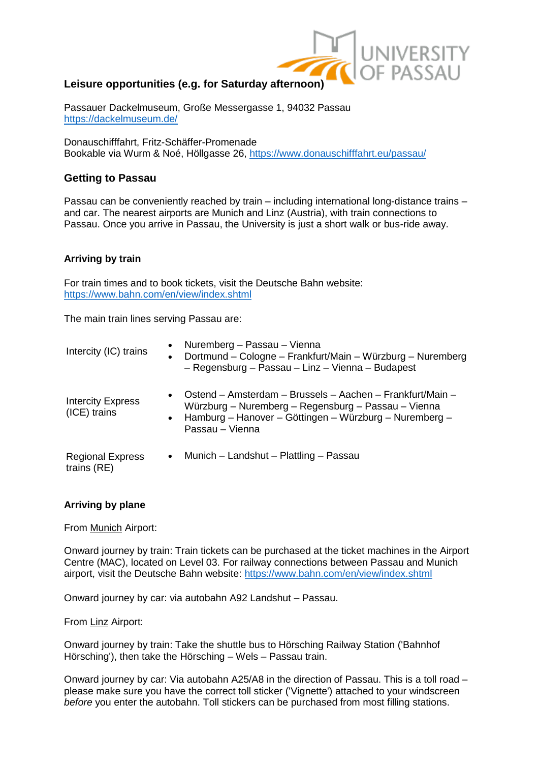### Leisure opportunities (e.g. for Saturday afternoon)

Passauer Dackelmuseum, Große Messergasse 1, 94032 Passau
https://dackelmuseum.de/

Donauschifffahrt, Fritz-Schäffer-Promenade
Bookable via Wurm & Noé, Höllgasse 26, https://www.donauschifffahrt.eu/passau/

## Getting to Passau

Passau can be conveniently reached by train – including international long-distance trains – and car. The nearest airports are Munich and Linz (Austria), with train connections to Passau. Once you arrive in Passau, the University is just a short walk or bus-ride away.

### Arriving by train

For train times and to book tickets, visit the Deutsche Bahn website:
https://www.bahn.com/en/view/index.shtml

The main train lines serving Passau are:

| | |
|---|---|
| Intercity (IC) trains | • Nuremberg – Passau – Vienna<br>• Dortmund – Cologne – Frankfurt/Main – Würzburg – Nuremberg – Regensburg – Passau – Linz – Vienna – Budapest |
| Intercity Express (ICE) trains | • Ostend – Amsterdam – Brussels – Aachen – Frankfurt/Main – Würzburg – Nuremberg – Regensburg – Passau – Vienna<br>• Hamburg – Hanover – Göttingen – Würzburg – Nuremberg – Passau – Vienna |
| Regional Express trains (RE) | • Munich – Landshut – Plattling – Passau |

### Arriving by plane

From Munich Airport:

Onward journey by train: Train tickets can be purchased at the ticket machines in the Airport Centre (MAC), located on Level 03. For railway connections between Passau and Munich airport, visit the Deutsche Bahn website: https://www.bahn.com/en/view/index.shtml

Onward journey by car: via autobahn A92 Landshut – Passau.

From Linz Airport:

Onward journey by train: Take the shuttle bus to Hörsching Railway Station ('Bahnhof Hörsching'), then take the Hörsching – Wels – Passau train.

Onward journey by car: Via autobahn A25/A8 in the direction of Passau. This is a toll road – please make sure you have the correct toll sticker ('Vignette') attached to your windscreen *before* you enter the autobahn. Toll stickers can be purchased from most filling stations.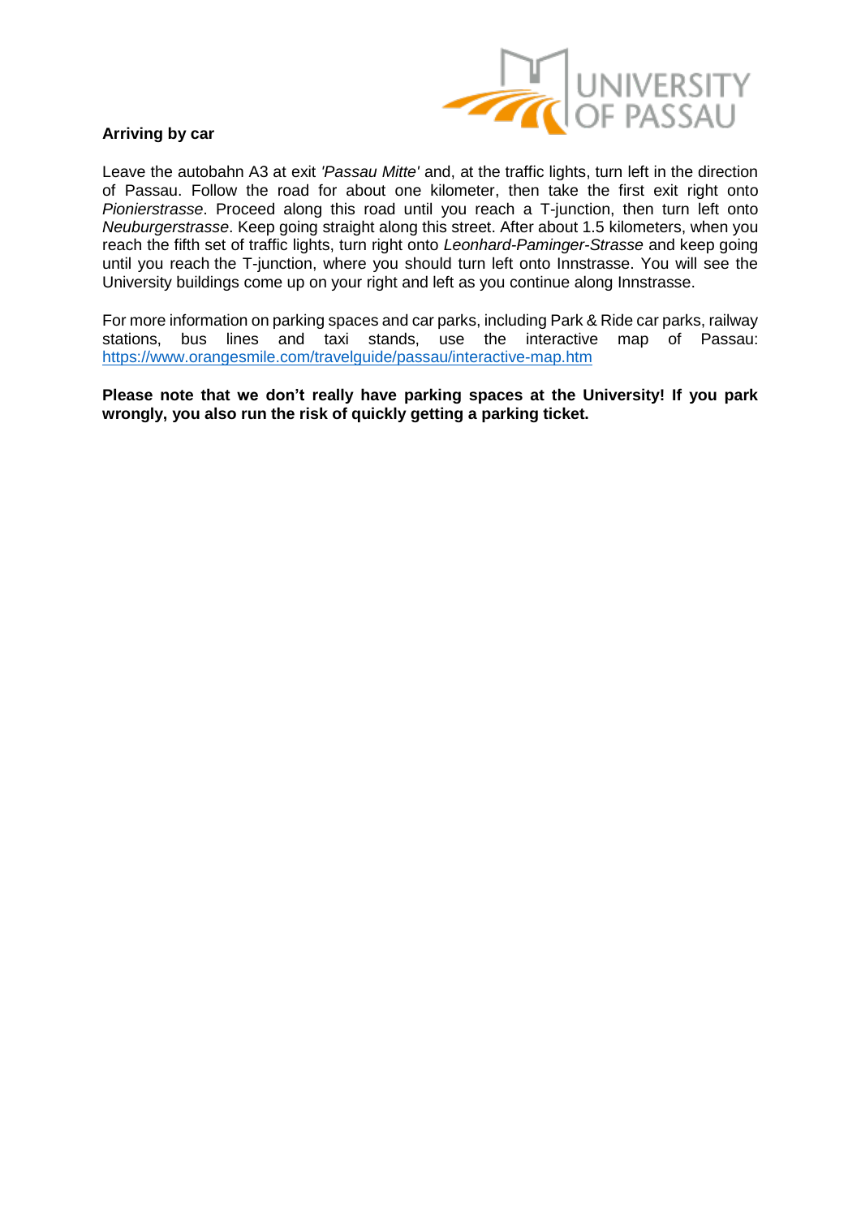**Arriving by car**

Leave the autobahn A3 at exit *'Passau Mitte'* and, at the traffic lights, turn left in the direction of Passau. Follow the road for about one kilometer, then take the first exit right onto *Pionierstrasse*. Proceed along this road until you reach a T-junction, then turn left onto *Neuburgerstrasse*. Keep going straight along this street. After about 1.5 kilometers, when you reach the fifth set of traffic lights, turn right onto *Leonhard-Paminger-Strasse* and keep going until you reach the T-junction, where you should turn left onto Innstrasse. You will see the University buildings come up on your right and left as you continue along Innstrasse.

For more information on parking spaces and car parks, including Park & Ride car parks, railway stations, bus lines and taxi stands, use the interactive map of Passau: https://www.orangesmile.com/travelguide/passau/interactive-map.htm

**Please note that we don't really have parking spaces at the University! If you park wrongly, you also run the risk of quickly getting a parking ticket.**